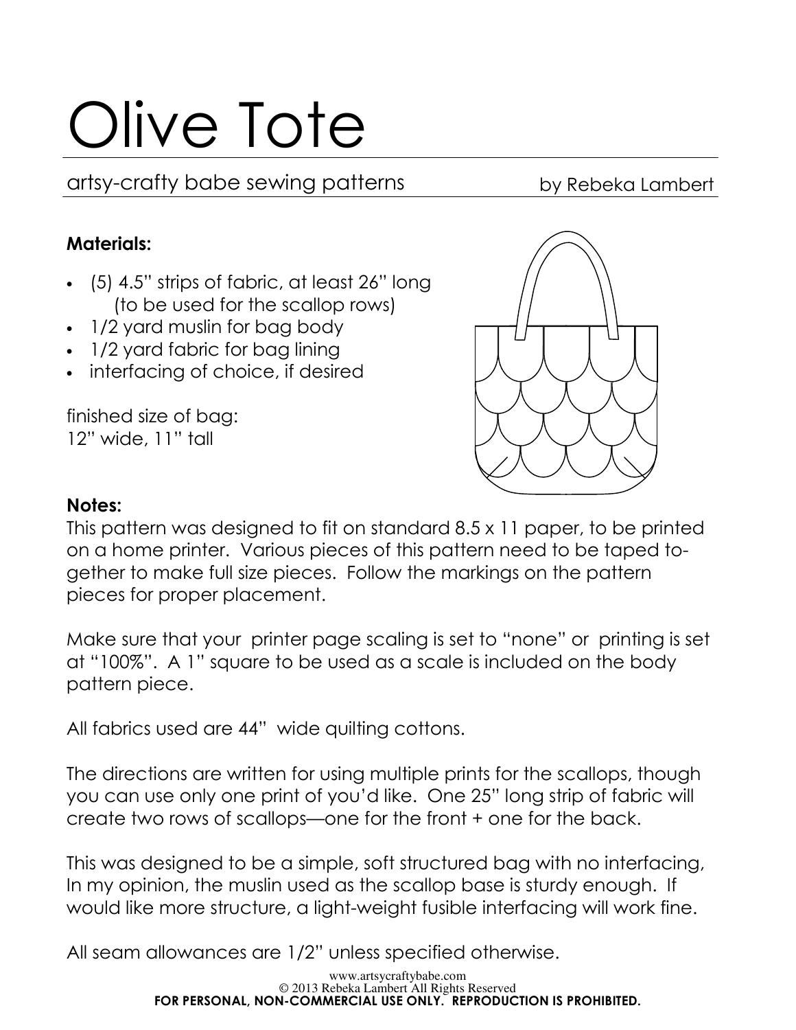# Olive Tote

artsy-crafty babe sewing patterns — by Rebeka Lambert

**Materials:**

- (5) 4.5" strips of fabric, at least 26" long (to be used for the scallop rows)
- 1/2 yard muslin for bag body
- 1/2 yard fabric for bag lining
- interfacing of choice, if desired

finished size of bag:
12" wide, 11" tall

**Notes:**

This pattern was designed to fit on standard 8.5 x 11 paper, to be printed on a home printer. Various pieces of this pattern need to be taped together to make full size pieces. Follow the markings on the pattern pieces for proper placement.

Make sure that your printer page scaling is set to "none" or printing is set at "100%". A 1" square to be used as a scale is included on the body pattern piece.

All fabrics used are 44" wide quilting cottons.

The directions are written for using multiple prints for the scallops, though you can use only one print of you'd like. One 25" long strip of fabric will create two rows of scallops—one for the front + one for the back.

This was designed to be a simple, soft structured bag with no interfacing, In my opinion, the muslin used as the scallop base is sturdy enough. If would like more structure, a light-weight fusible interfacing will work fine.

All seam allowances are 1/2" unless specified otherwise.

www.artsycraftybabe.com
© 2013 Rebeka Lambert All Rights Reserved
**FOR PERSONAL, NON-COMMERCIAL USE ONLY. REPRODUCTION IS PROHIBITED.**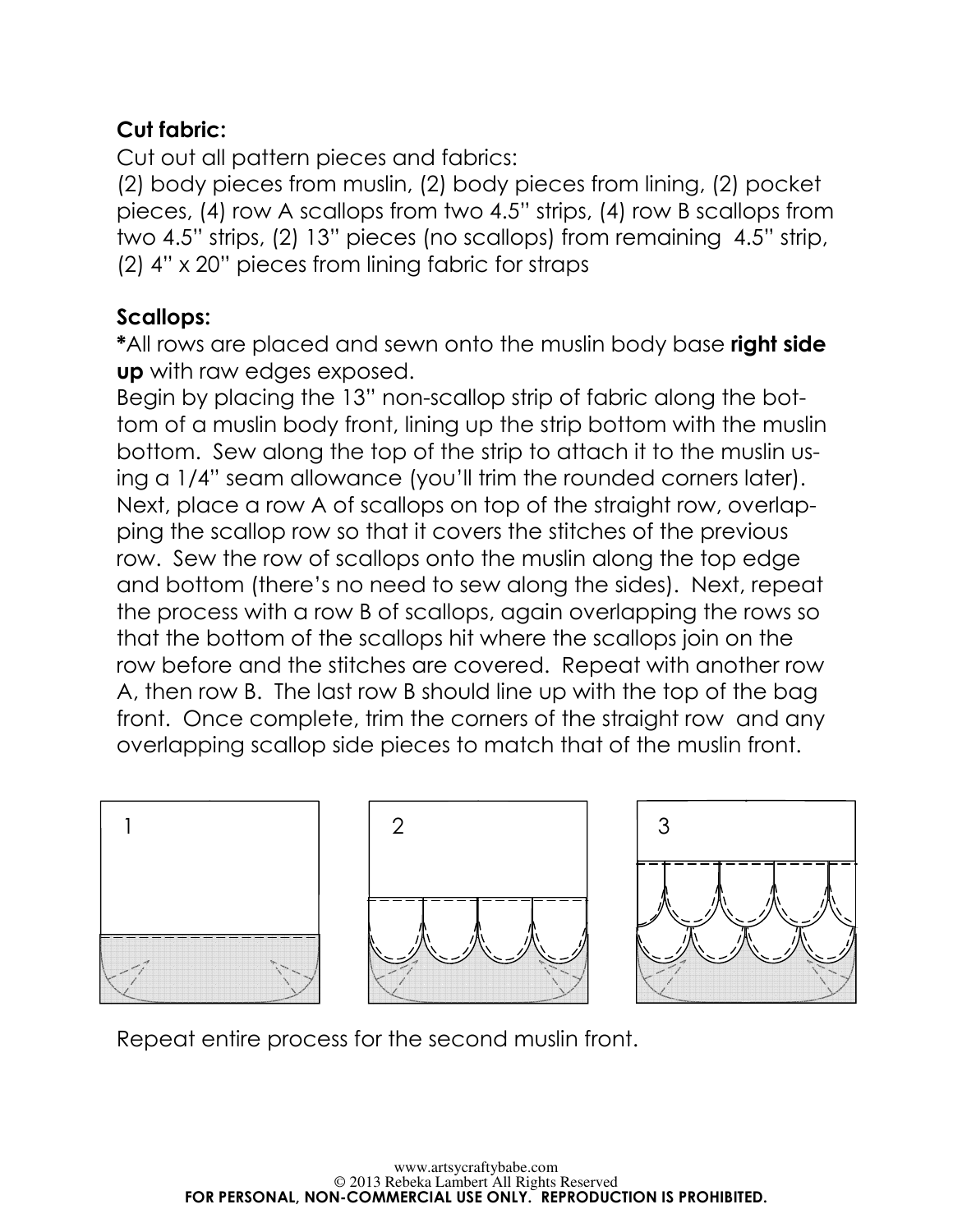**Cut fabric:**

Cut out all pattern pieces and fabrics:
(2) body pieces from muslin, (2) body pieces from lining, (2) pocket pieces, (4) row A scallops from two 4.5" strips, (4) row B scallops from two 4.5" strips, (2) 13" pieces (no scallops) from remaining 4.5" strip, (2) 4" x 20" pieces from lining fabric for straps

**Scallops:**

***All rows are placed and sewn onto the muslin body base right side up** with raw edges exposed.
Begin by placing the 13" non-scallop strip of fabric along the bottom of a muslin body front, lining up the strip bottom with the muslin bottom. Sew along the top of the strip to attach it to the muslin using a 1/4" seam allowance (you'll trim the rounded corners later). Next, place a row A of scallops on top of the straight row, overlapping the scallop row so that it covers the stitches of the previous row. Sew the row of scallops onto the muslin along the top edge and bottom (there's no need to sew along the sides). Next, repeat the process with a row B of scallops, again overlapping the rows so that the bottom of the scallops hit where the scallops join on the row before and the stitches are covered. Repeat with another row A, then row B. The last row B should line up with the top of the bag front. Once complete, trim the corners of the straight row and any overlapping scallop side pieces to match that of the muslin front.

1 2 3

Repeat entire process for the second muslin front.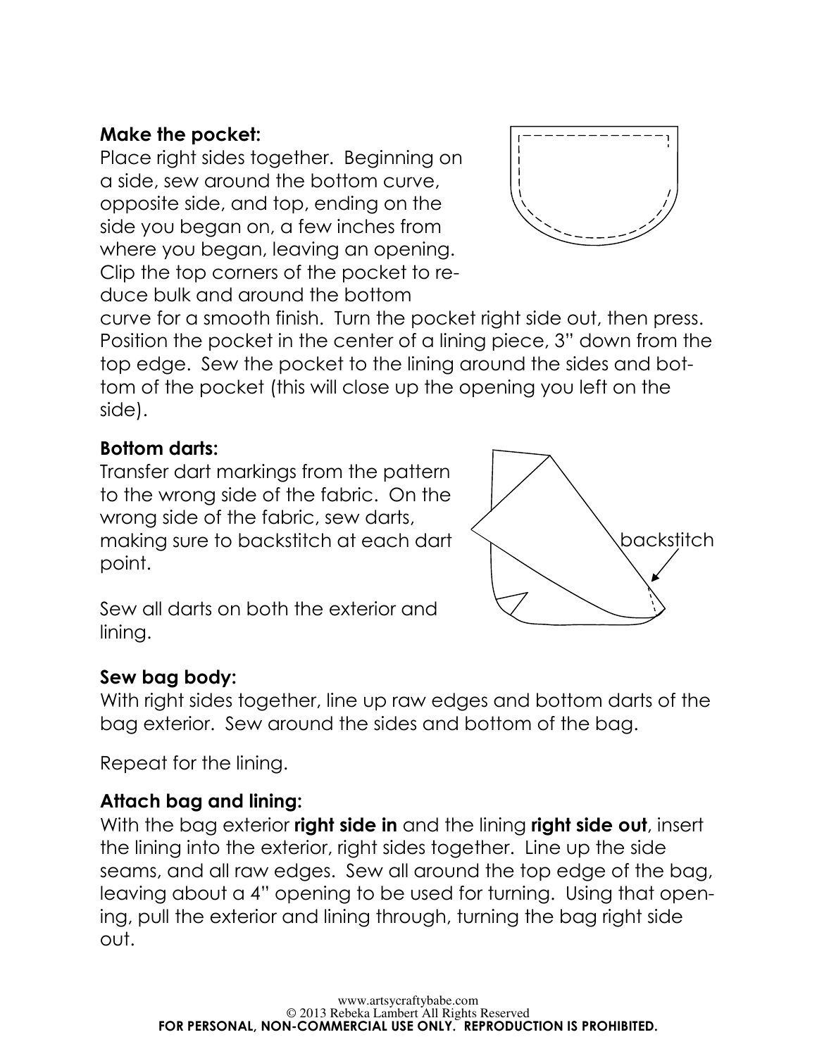**Make the pocket:**

Place right sides together. Beginning on a side, sew around the bottom curve, opposite side, and top, ending on the side you began on, a few inches from where you began, leaving an opening. Clip the top corners of the pocket to reduce bulk and around the bottom curve for a smooth finish. Turn the pocket right side out, then press. Position the pocket in the center of a lining piece, 3" down from the top edge. Sew the pocket to the lining around the sides and bottom of the pocket (this will close up the opening you left on the side).

**Bottom darts:**

Transfer dart markings from the pattern to the wrong side of the fabric. On the wrong side of the fabric, sew darts, making sure to backstitch at each dart point.

backstitch

Sew all darts on both the exterior and lining.

**Sew bag body:**

With right sides together, line up raw edges and bottom darts of the bag exterior. Sew around the sides and bottom of the bag.

Repeat for the lining.

**Attach bag and lining:**

With the bag exterior **right side in** and the lining **right side out**, insert the lining into the exterior, right sides together. Line up the side seams, and all raw edges. Sew all around the top edge of the bag, leaving about a 4" opening to be used for turning. Using that opening, pull the exterior and lining through, turning the bag right side out.

www.artsycraftybabe.com
© 2013 Rebeka Lambert All Rights Reserved
FOR PERSONAL, NON-COMMERCIAL USE ONLY. REPRODUCTION IS PROHIBITED.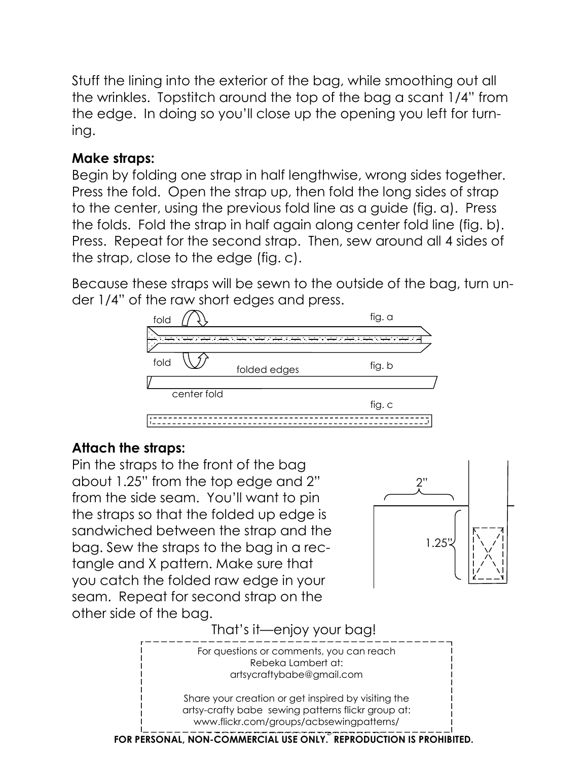Stuff the lining into the exterior of the bag, while smoothing out all the wrinkles. Topstitch around the top of the bag a scant 1/4" from the edge. In doing so you'll close up the opening you left for turning.

**Make straps:**

Begin by folding one strap in half lengthwise, wrong sides together. Press the fold. Open the strap up, then fold the long sides of strap to the center, using the previous fold line as a guide (fig. a). Press the folds. Fold the strap in half again along center fold line (fig. b). Press. Repeat for the second strap. Then, sew around all 4 sides of the strap, close to the edge (fig. c).

Because these straps will be sewn to the outside of the bag, turn under 1/4" of the raw short edges and press.

fold

fig. a

fold

folded edges

fig. b

center fold

fig. c

**Attach the straps:**

Pin the straps to the front of the bag about 1.25" from the top edge and 2" from the side seam. You'll want to pin the straps so that the folded up edge is sandwiched between the strap and the bag. Sew the straps to the bag in a rectangle and X pattern. Make sure that you catch the folded raw edge in your seam. Repeat for second strap on the other side of the bag.

2"

1.25"

That's it—enjoy your bag!

For questions or comments, you can reach Rebeka Lambert at: artsycraftybabe@gmail.com

Share your creation or get inspired by visiting the artsy-crafty babe sewing patterns flickr group at: www.flickr.com/groups/acbsewingpatterns/

**FOR PERSONAL, NON-COMMERCIAL USE ONLY. REPRODUCTION IS PROHIBITED.**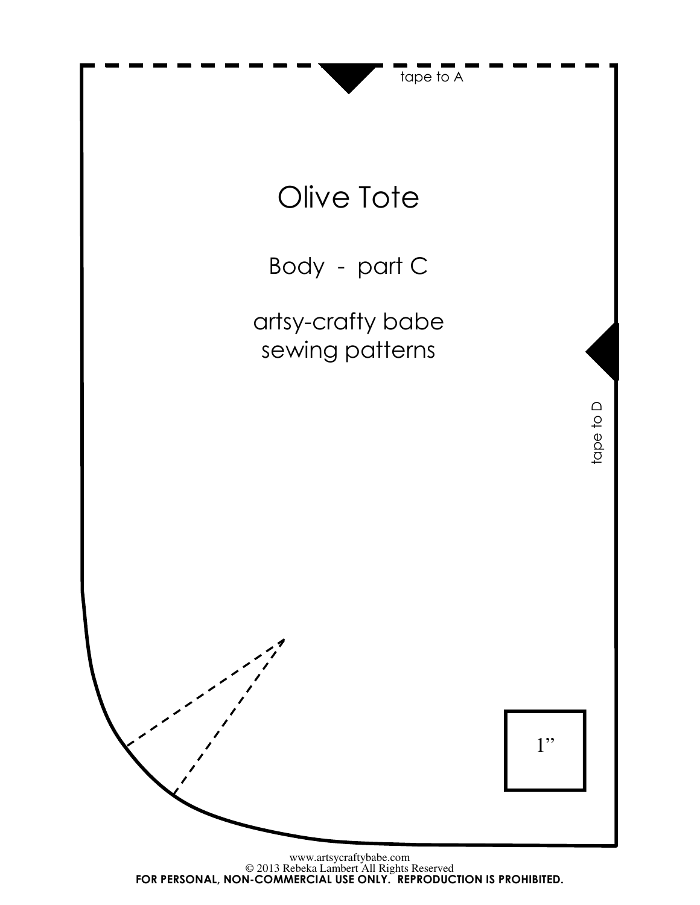tape to A

# Olive Tote

## Body - part C

artsy-crafty babe
sewing patterns

tape to D

1”

www.artsycraftybabe.com
© 2013 Rebeka Lambert All Rights Reserved
**FOR PERSONAL, NON-COMMERCIAL USE ONLY. REPRODUCTION IS PROHIBITED.**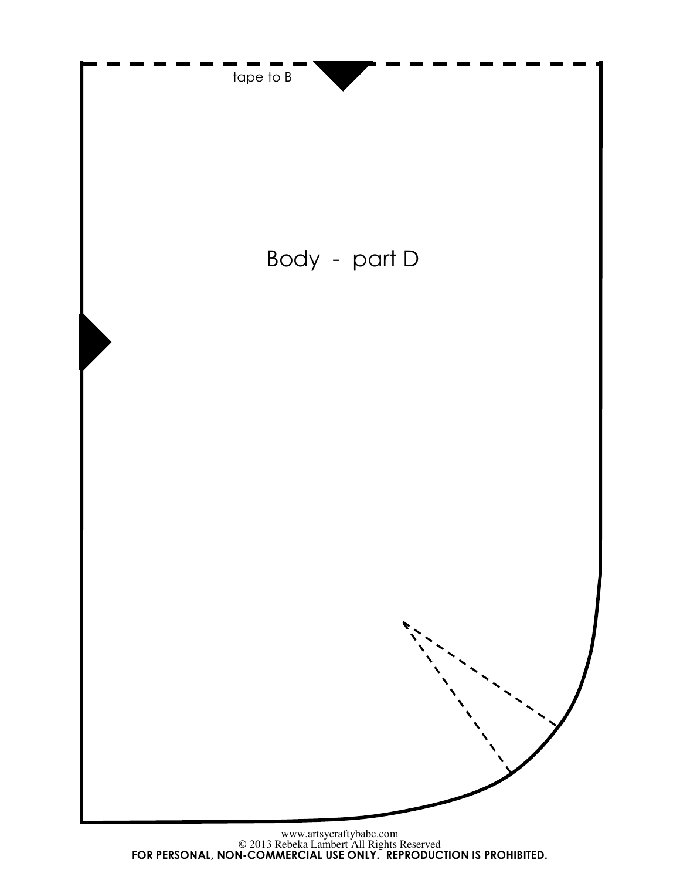tape to B

Body - part D

www.artsycraftybabe.com
© 2013 Rebeka Lambert All Rights Reserved
**FOR PERSONAL, NON-COMMERCIAL USE ONLY. REPRODUCTION IS PROHIBITED.**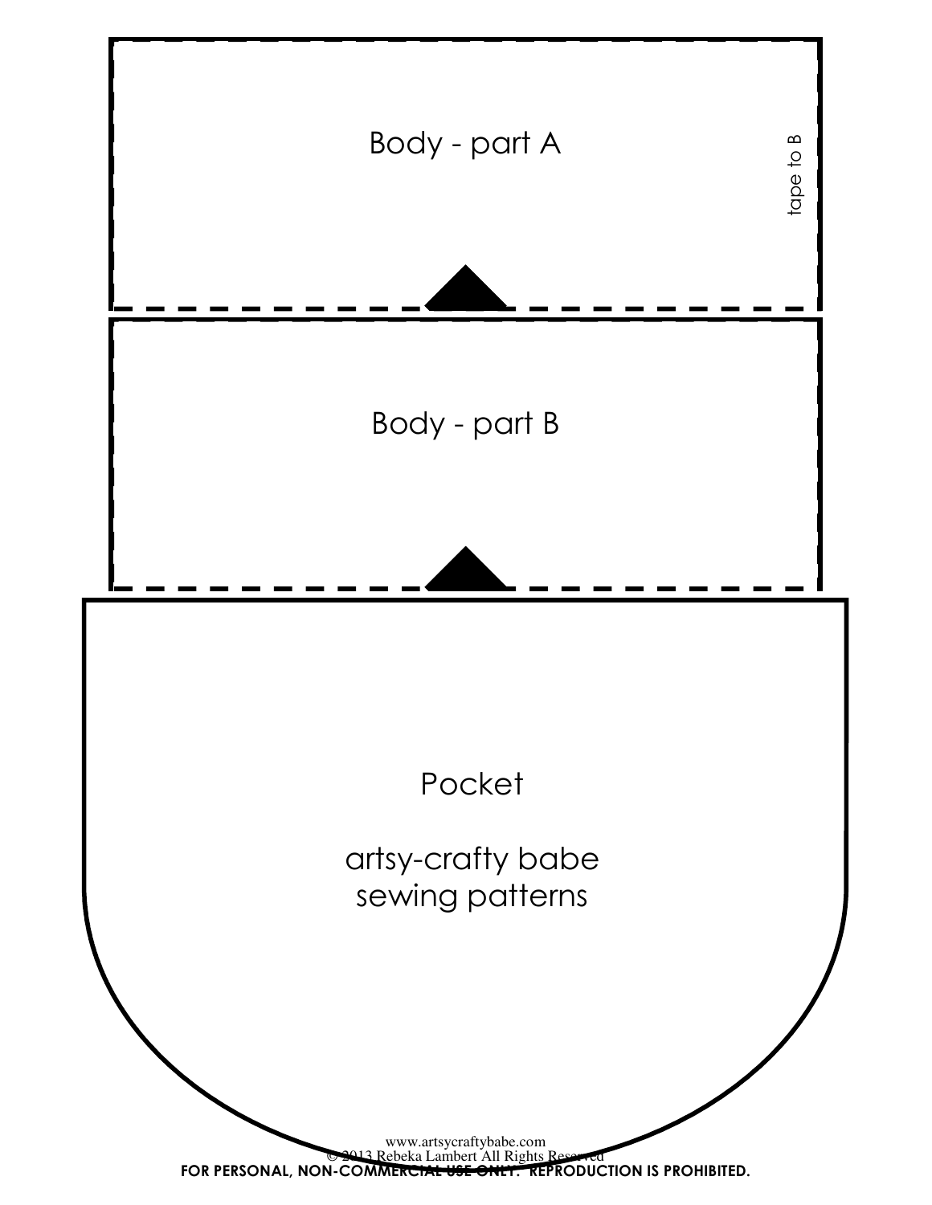Body - part A

tape to B

Body - part B

Pocket

artsy-crafty babe
sewing patterns

www.artsycraftybabe.com
© 2013 Rebeka Lambert All Rights Reserved
**FOR PERSONAL, NON-COMMERCIAL USE ONLY. REPRODUCTION IS PROHIBITED.**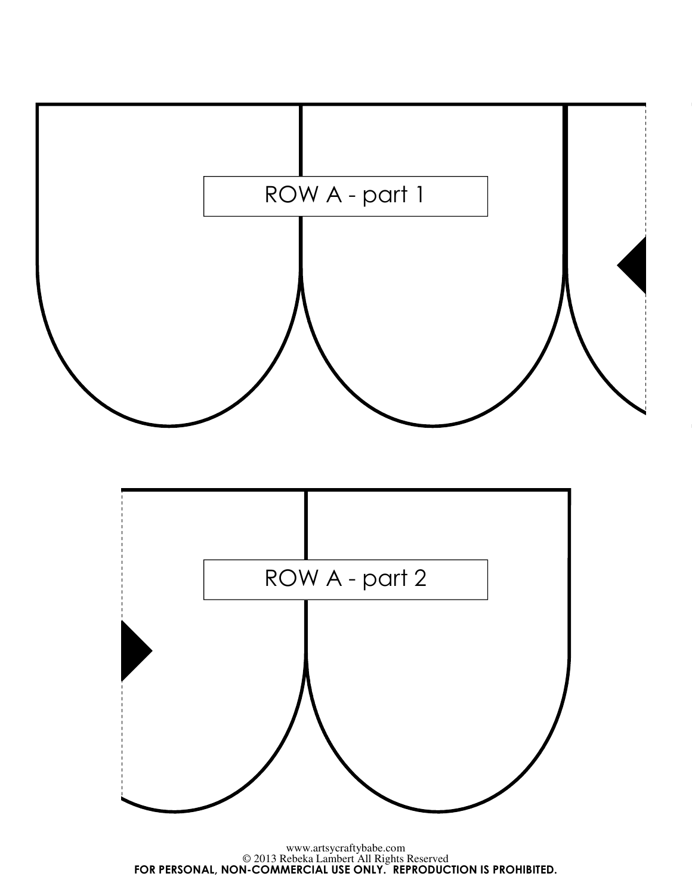ROW A - part 1

ROW A - part 2

www.artsycraftybabe.com
© 2013 Rebeka Lambert All Rights Reserved
**FOR PERSONAL, NON-COMMERCIAL USE ONLY. REPRODUCTION IS PROHIBITED.**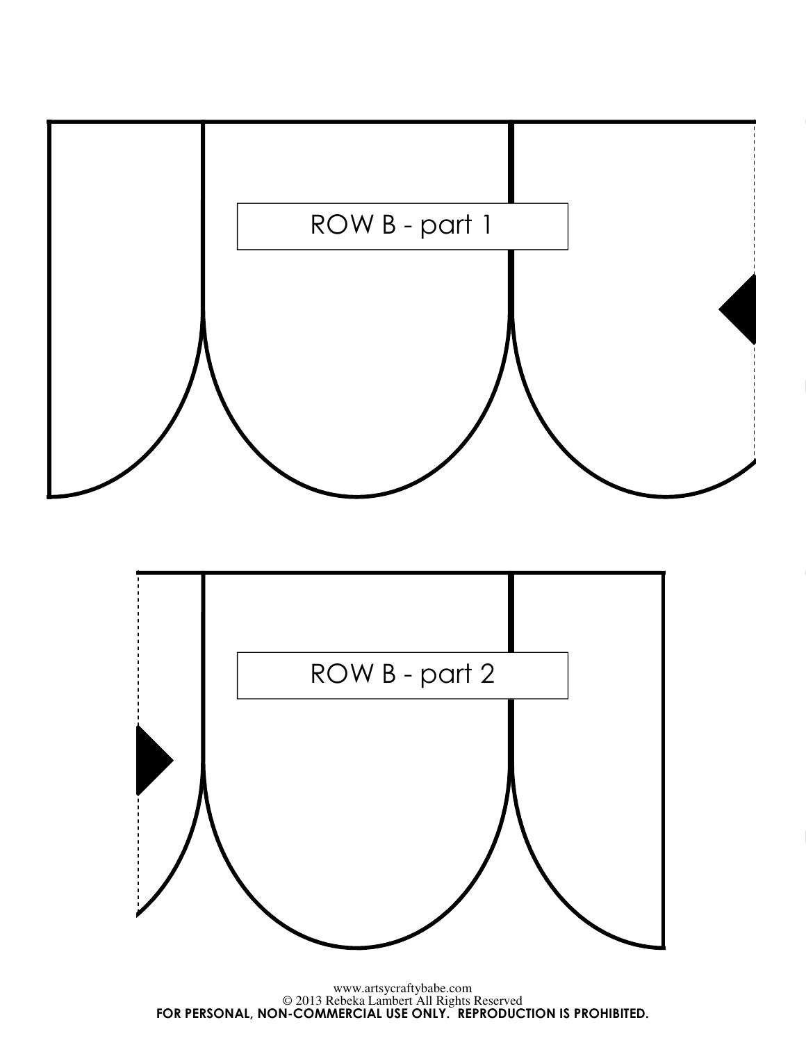ROW B - part 1

ROW B - part 2

www.artsycraftybabe.com
© 2013 Rebeka Lambert All Rights Reserved
**FOR PERSONAL, NON-COMMERCIAL USE ONLY. REPRODUCTION IS PROHIBITED.**